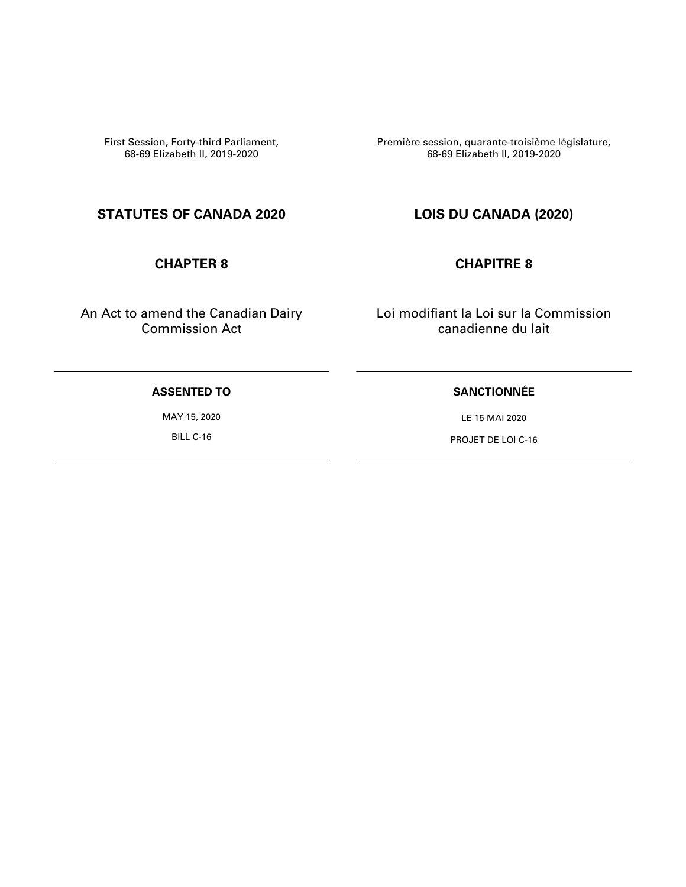First Session, Forty-third Parliament,
68-69 Elizabeth II, 2019-2020

# STATUTES OF CANADA 2020

## CHAPTER 8

An Act to amend the Canadian Dairy Commission Act

---

**ASSENTED TO**

MAY 15, 2020

BILL C-16

---

Première session, quarante-troisième législature,
68-69 Elizabeth II, 2019-2020

# LOIS DU CANADA (2020)

## CHAPITRE 8

Loi modifiant la Loi sur la Commission canadienne du lait

---

**SANCTIONNÉE**

LE 15 MAI 2020

PROJET DE LOI C-16

---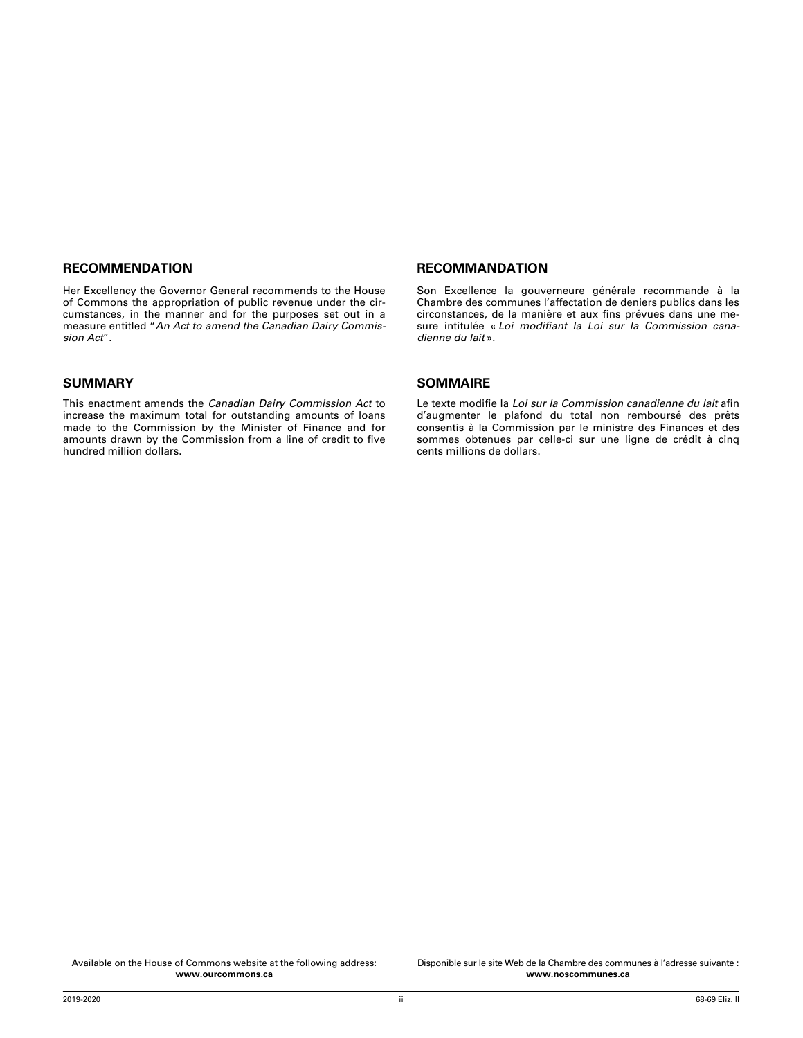## RECOMMENDATION

Her Excellency the Governor General recommends to the House of Commons the appropriation of public revenue under the circumstances, in the manner and for the purposes set out in a measure entitled "*An Act to amend the Canadian Dairy Commission Act*".

## SUMMARY

This enactment amends the *Canadian Dairy Commission Act* to increase the maximum total for outstanding amounts of loans made to the Commission by the Minister of Finance and for amounts drawn by the Commission from a line of credit to five hundred million dollars.

## RECOMMANDATION

Son Excellence la gouverneure générale recommande à la Chambre des communes l'affectation de deniers publics dans les circonstances, de la manière et aux fins prévues dans une mesure intitulée « *Loi modifiant la Loi sur la Commission canadienne du lait* ».

## SOMMAIRE

Le texte modifie la *Loi sur la Commission canadienne du lait* afin d'augmenter le plafond du total non remboursé des prêts consentis à la Commission par le ministre des Finances et des sommes obtenues par celle-ci sur une ligne de crédit à cinq cents millions de dollars.

Available on the House of Commons website at the following address:
**www.ourcommons.ca**

Disponible sur le site Web de la Chambre des communes à l'adresse suivante :
**www.noscommunes.ca**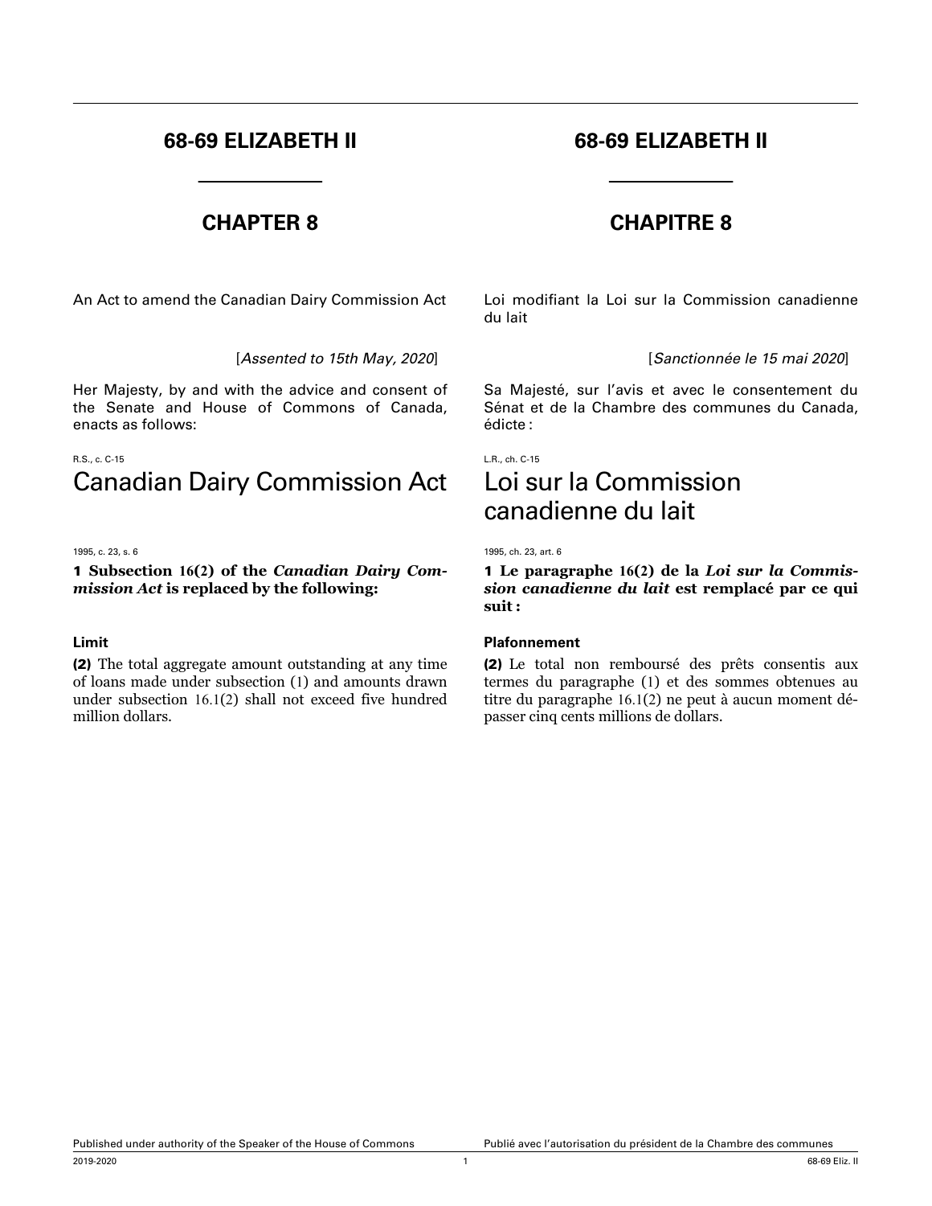# 68-69 ELIZABETH II

## CHAPTER 8

An Act to amend the Canadian Dairy Commission Act

[*Assented to 15th May, 2020*]

Her Majesty, by and with the advice and consent of the Senate and House of Commons of Canada, enacts as follows:

R.S., c. C-15

# Canadian Dairy Commission Act

1995, c. 23, s. 6

**1 Subsection 16(2) of the *Canadian Dairy Commission Act* is replaced by the following:**

**Limit**

**(2)** The total aggregate amount outstanding at any time of loans made under subsection (1) and amounts drawn under subsection 16.1(2) shall not exceed five hundred million dollars.

# 68-69 ELIZABETH II

## CHAPITRE 8

Loi modifiant la Loi sur la Commission canadienne du lait

[*Sanctionnée le 15 mai 2020*]

Sa Majesté, sur l'avis et avec le consentement du Sénat et de la Chambre des communes du Canada, édicte :

L.R., ch. C-15

# Loi sur la Commission canadienne du lait

1995, ch. 23, art. 6

**1 Le paragraphe 16(2) de la *Loi sur la Commission canadienne du lait* est remplacé par ce qui suit :**

**Plafonnement**

**(2)** Le total non remboursé des prêts consentis aux termes du paragraphe (1) et des sommes obtenues au titre du paragraphe 16.1(2) ne peut à aucun moment dépasser cinq cents millions de dollars.

Published under authority of the Speaker of the House of Commons

Publié avec l'autorisation du président de la Chambre des communes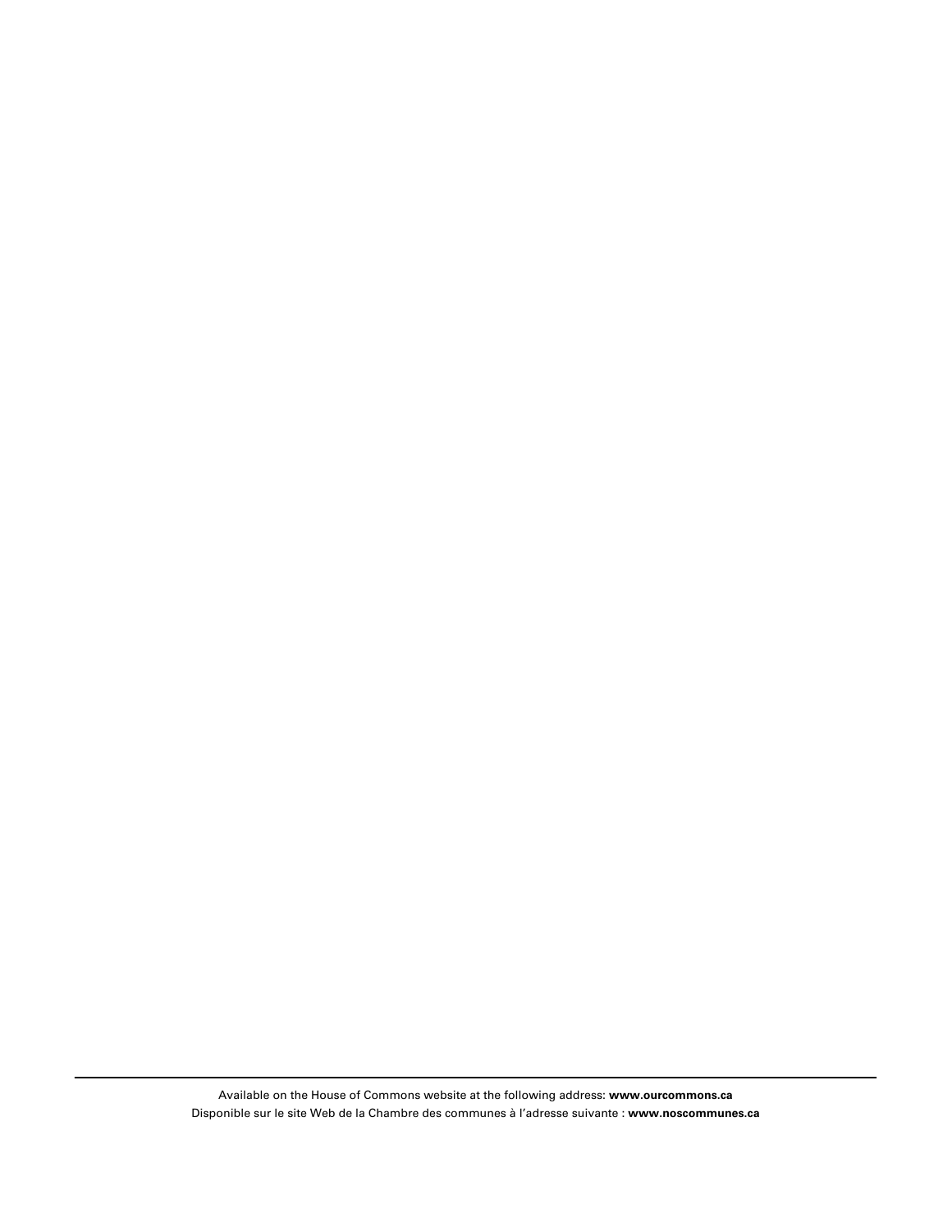Available on the House of Commons website at the following address: **www.ourcommons.ca**

Disponible sur le site Web de la Chambre des communes à l'adresse suivante : **www.noscommunes.ca**